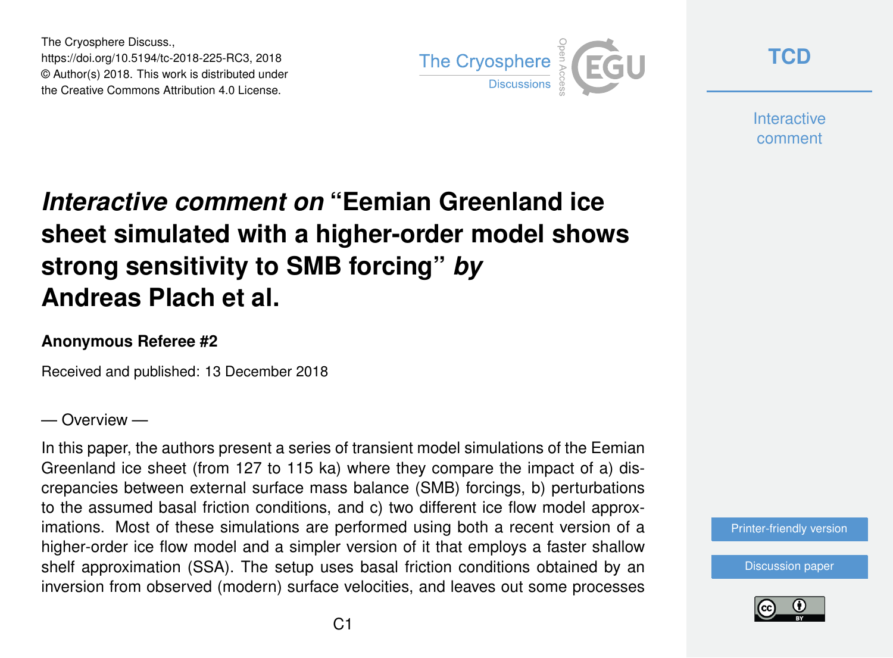The Cryosphere Discuss.,
https://doi.org/10.5194/tc-2018-225-RC3, 2018
© Author(s) 2018. This work is distributed under
the Creative Commons Attribution 4.0 License.

# *Interactive comment on* "Eemian Greenland ice sheet simulated with a higher-order model shows strong sensitivity to SMB forcing" *by* Andreas Plach et al.

**Anonymous Referee #2**

Received and published: 13 December 2018

— Overview —

In this paper, the authors present a series of transient model simulations of the Eemian Greenland ice sheet (from 127 to 115 ka) where they compare the impact of a) discrepancies between external surface mass balance (SMB) forcings, b) perturbations to the assumed basal friction conditions, and c) two different ice flow model approximations. Most of these simulations are performed using both a recent version of a higher-order ice flow model and a simpler version of it that employs a faster shallow shelf approximation (SSA). The setup uses basal friction conditions obtained by an inversion from observed (modern) surface velocities, and leaves out some processes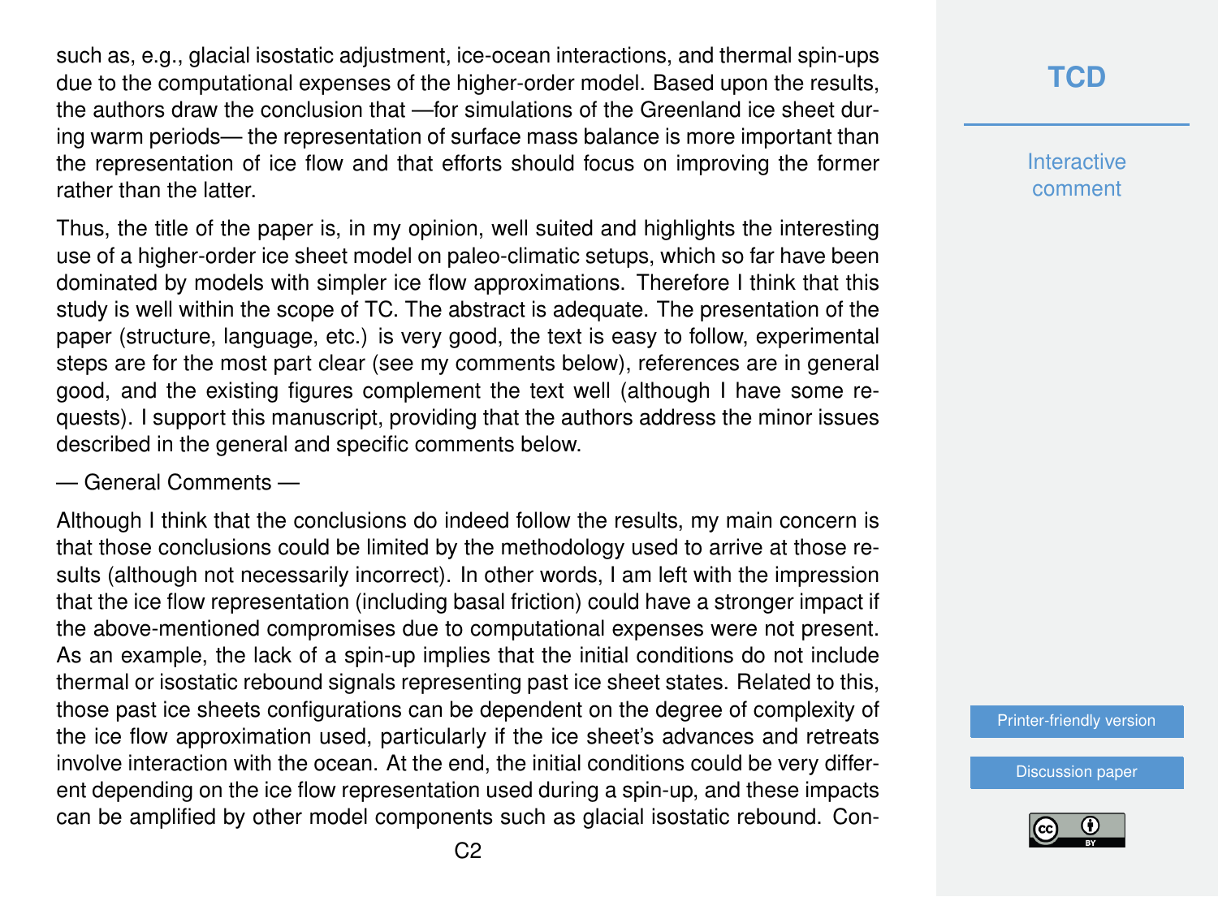such as, e.g., glacial isostatic adjustment, ice-ocean interactions, and thermal spin-ups due to the computational expenses of the higher-order model. Based upon the results, the authors draw the conclusion that —for simulations of the Greenland ice sheet during warm periods— the representation of surface mass balance is more important than the representation of ice flow and that efforts should focus on improving the former rather than the latter.

Thus, the title of the paper is, in my opinion, well suited and highlights the interesting use of a higher-order ice sheet model on paleo-climatic setups, which so far have been dominated by models with simpler ice flow approximations. Therefore I think that this study is well within the scope of TC. The abstract is adequate. The presentation of the paper (structure, language, etc.) is very good, the text is easy to follow, experimental steps are for the most part clear (see my comments below), references are in general good, and the existing figures complement the text well (although I have some requests). I support this manuscript, providing that the authors address the minor issues described in the general and specific comments below.

— General Comments —

Although I think that the conclusions do indeed follow the results, my main concern is that those conclusions could be limited by the methodology used to arrive at those results (although not necessarily incorrect). In other words, I am left with the impression that the ice flow representation (including basal friction) could have a stronger impact if the above-mentioned compromises due to computational expenses were not present. As an example, the lack of a spin-up implies that the initial conditions do not include thermal or isostatic rebound signals representing past ice sheet states. Related to this, those past ice sheets configurations can be dependent on the degree of complexity of the ice flow approximation used, particularly if the ice sheet's advances and retreats involve interaction with the ocean. At the end, the initial conditions could be very different depending on the ice flow representation used during a spin-up, and these impacts can be amplified by other model components such as glacial isostatic rebound. Con-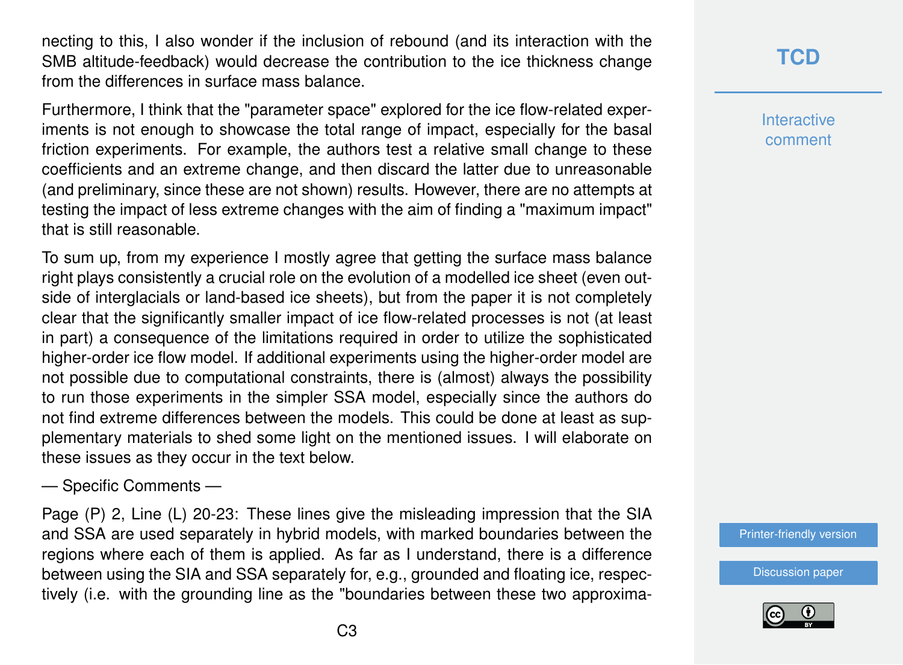necting to this, I also wonder if the inclusion of rebound (and its interaction with the SMB altitude-feedback) would decrease the contribution to the ice thickness change from the differences in surface mass balance.

Furthermore, I think that the "parameter space" explored for the ice flow-related experiments is not enough to showcase the total range of impact, especially for the basal friction experiments. For example, the authors test a relative small change to these coefficients and an extreme change, and then discard the latter due to unreasonable (and preliminary, since these are not shown) results. However, there are no attempts at testing the impact of less extreme changes with the aim of finding a "maximum impact" that is still reasonable.

To sum up, from my experience I mostly agree that getting the surface mass balance right plays consistently a crucial role on the evolution of a modelled ice sheet (even outside of interglacials or land-based ice sheets), but from the paper it is not completely clear that the significantly smaller impact of ice flow-related processes is not (at least in part) a consequence of the limitations required in order to utilize the sophisticated higher-order ice flow model. If additional experiments using the higher-order model are not possible due to computational constraints, there is (almost) always the possibility to run those experiments in the simpler SSA model, especially since the authors do not find extreme differences between the models. This could be done at least as supplementary materials to shed some light on the mentioned issues. I will elaborate on these issues as they occur in the text below.

— Specific Comments —

Page (P) 2, Line (L) 20-23: These lines give the misleading impression that the SIA and SSA are used separately in hybrid models, with marked boundaries between the regions where each of them is applied. As far as I understand, there is a difference between using the SIA and SSA separately for, e.g., grounded and floating ice, respectively (i.e. with the grounding line as the "boundaries between these two approxima-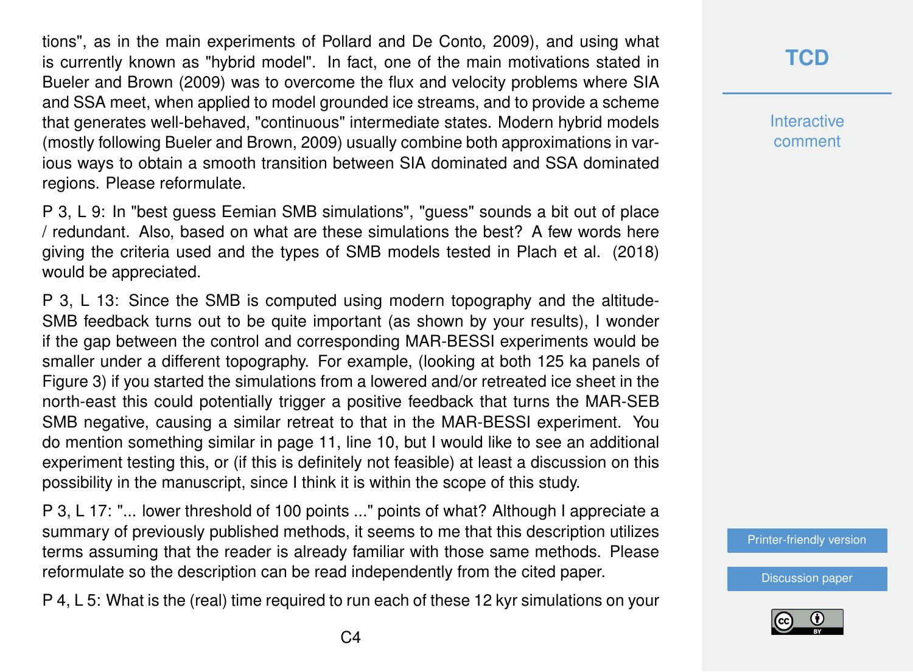tions", as in the main experiments of Pollard and De Conto, 2009), and using what is currently known as "hybrid model". In fact, one of the main motivations stated in Bueler and Brown (2009) was to overcome the flux and velocity problems where SIA and SSA meet, when applied to model grounded ice streams, and to provide a scheme that generates well-behaved, "continuous" intermediate states. Modern hybrid models (mostly following Bueler and Brown, 2009) usually combine both approximations in various ways to obtain a smooth transition between SIA dominated and SSA dominated regions. Please reformulate.

P 3, L 9: In "best guess Eemian SMB simulations", "guess" sounds a bit out of place / redundant. Also, based on what are these simulations the best? A few words here giving the criteria used and the types of SMB models tested in Plach et al. (2018) would be appreciated.

P 3, L 13: Since the SMB is computed using modern topography and the altitude-SMB feedback turns out to be quite important (as shown by your results), I wonder if the gap between the control and corresponding MAR-BESSI experiments would be smaller under a different topography. For example, (looking at both 125 ka panels of Figure 3) if you started the simulations from a lowered and/or retreated ice sheet in the north-east this could potentially trigger a positive feedback that turns the MAR-SEB SMB negative, causing a similar retreat to that in the MAR-BESSI experiment. You do mention something similar in page 11, line 10, but I would like to see an additional experiment testing this, or (if this is definitely not feasible) at least a discussion on this possibility in the manuscript, since I think it is within the scope of this study.

P 3, L 17: "... lower threshold of 100 points ..." points of what? Although I appreciate a summary of previously published methods, it seems to me that this description utilizes terms assuming that the reader is already familiar with those same methods. Please reformulate so the description can be read independently from the cited paper.

P 4, L 5: What is the (real) time required to run each of these 12 kyr simulations on your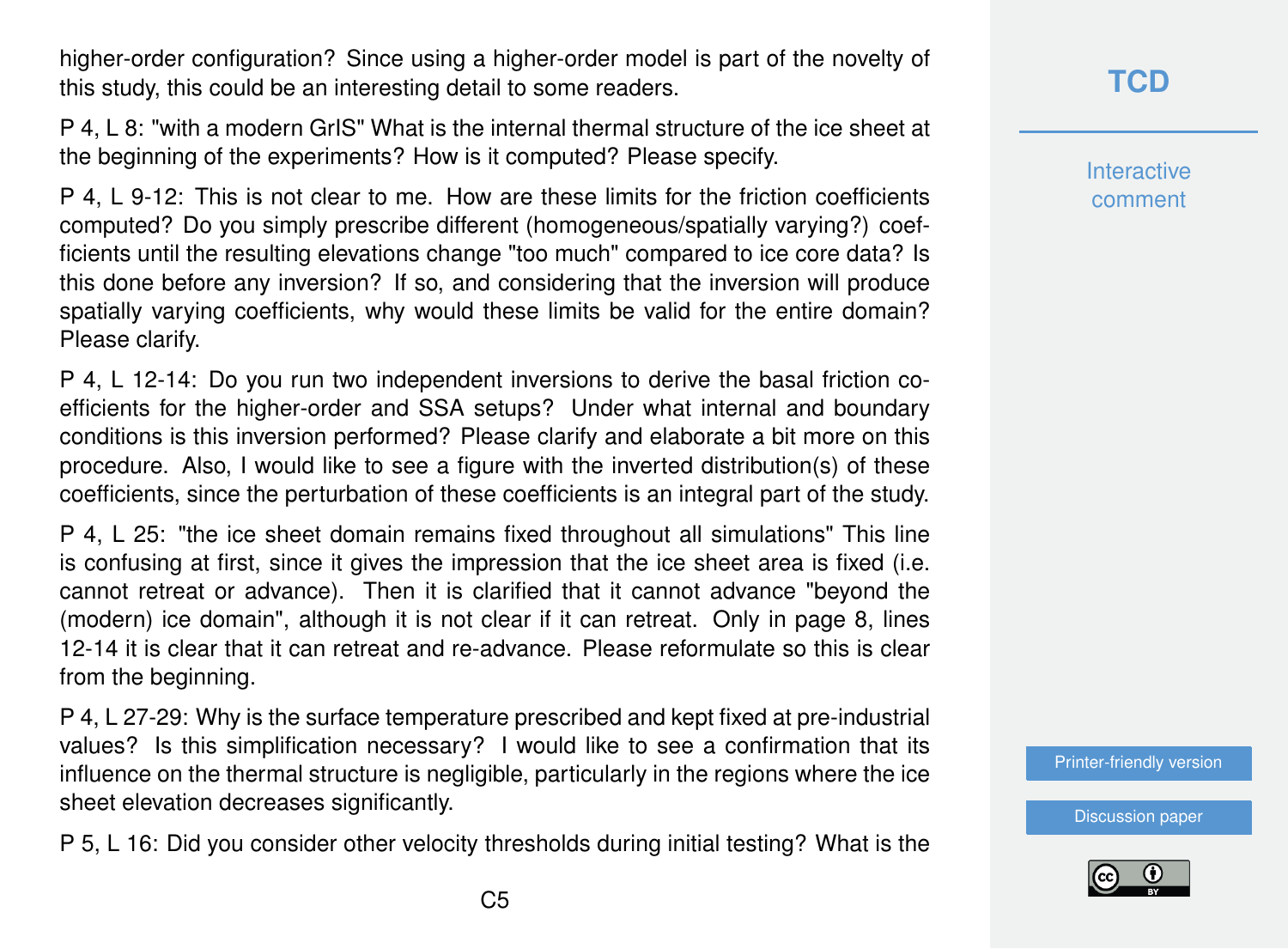higher-order configuration? Since using a higher-order model is part of the novelty of this study, this could be an interesting detail to some readers.

P 4, L 8: "with a modern GrIS" What is the internal thermal structure of the ice sheet at the beginning of the experiments? How is it computed? Please specify.

P 4, L 9-12: This is not clear to me. How are these limits for the friction coefficients computed? Do you simply prescribe different (homogeneous/spatially varying?) coefficients until the resulting elevations change "too much" compared to ice core data? Is this done before any inversion? If so, and considering that the inversion will produce spatially varying coefficients, why would these limits be valid for the entire domain? Please clarify.

P 4, L 12-14: Do you run two independent inversions to derive the basal friction coefficients for the higher-order and SSA setups? Under what internal and boundary conditions is this inversion performed? Please clarify and elaborate a bit more on this procedure. Also, I would like to see a figure with the inverted distribution(s) of these coefficients, since the perturbation of these coefficients is an integral part of the study.

P 4, L 25: "the ice sheet domain remains fixed throughout all simulations" This line is confusing at first, since it gives the impression that the ice sheet area is fixed (i.e. cannot retreat or advance). Then it is clarified that it cannot advance "beyond the (modern) ice domain", although it is not clear if it can retreat. Only in page 8, lines 12-14 it is clear that it can retreat and re-advance. Please reformulate so this is clear from the beginning.

P 4, L 27-29: Why is the surface temperature prescribed and kept fixed at pre-industrial values? Is this simplification necessary? I would like to see a confirmation that its influence on the thermal structure is negligible, particularly in the regions where the ice sheet elevation decreases significantly.

P 5, L 16: Did you consider other velocity thresholds during initial testing? What is the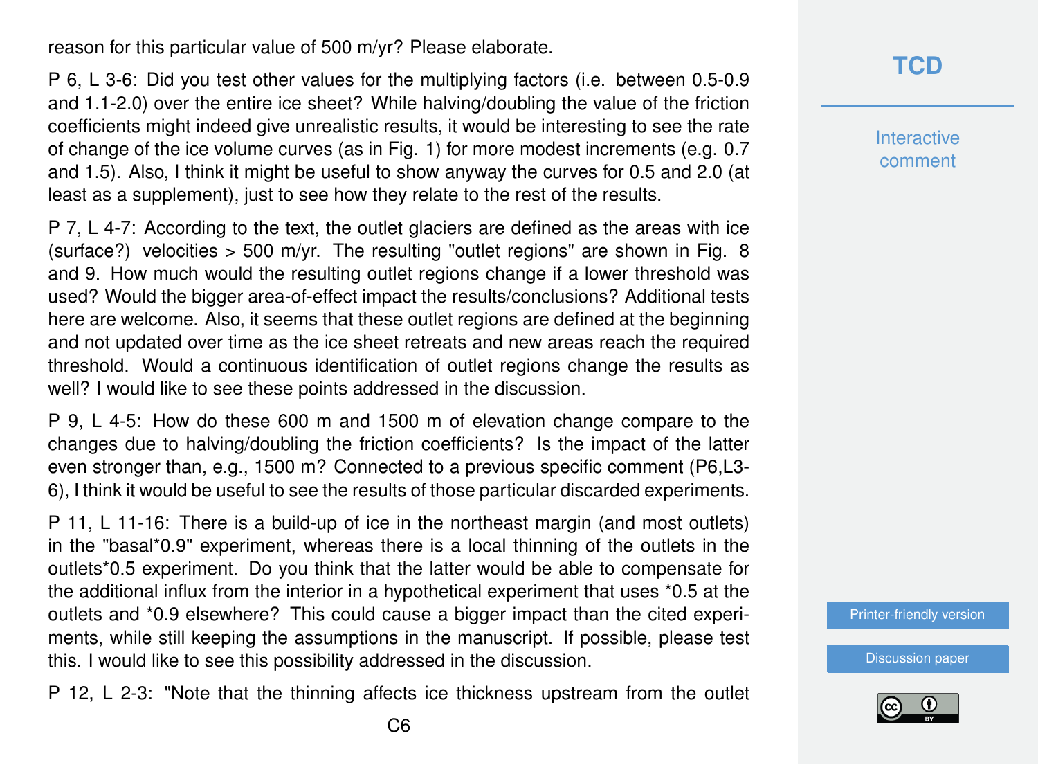reason for this particular value of 500 m/yr? Please elaborate.

P 6, L 3-6: Did you test other values for the multiplying factors (i.e. between 0.5-0.9 and 1.1-2.0) over the entire ice sheet? While halving/doubling the value of the friction coefficients might indeed give unrealistic results, it would be interesting to see the rate of change of the ice volume curves (as in Fig. 1) for more modest increments (e.g. 0.7 and 1.5). Also, I think it might be useful to show anyway the curves for 0.5 and 2.0 (at least as a supplement), just to see how they relate to the rest of the results.

P 7, L 4-7: According to the text, the outlet glaciers are defined as the areas with ice (surface?) velocities > 500 m/yr. The resulting "outlet regions" are shown in Fig. 8 and 9. How much would the resulting outlet regions change if a lower threshold was used? Would the bigger area-of-effect impact the results/conclusions? Additional tests here are welcome. Also, it seems that these outlet regions are defined at the beginning and not updated over time as the ice sheet retreats and new areas reach the required threshold. Would a continuous identification of outlet regions change the results as well? I would like to see these points addressed in the discussion.

P 9, L 4-5: How do these 600 m and 1500 m of elevation change compare to the changes due to halving/doubling the friction coefficients? Is the impact of the latter even stronger than, e.g., 1500 m? Connected to a previous specific comment (P6,L3-6), I think it would be useful to see the results of those particular discarded experiments.

P 11, L 11-16: There is a build-up of ice in the northeast margin (and most outlets) in the "basal*0.9" experiment, whereas there is a local thinning of the outlets in the outlets*0.5 experiment. Do you think that the latter would be able to compensate for the additional influx from the interior in a hypothetical experiment that uses *0.5 at the outlets and *0.9 elsewhere? This could cause a bigger impact than the cited experiments, while still keeping the assumptions in the manuscript. If possible, please test this. I would like to see this possibility addressed in the discussion.

P 12, L 2-3: "Note that the thinning affects ice thickness upstream from the outlet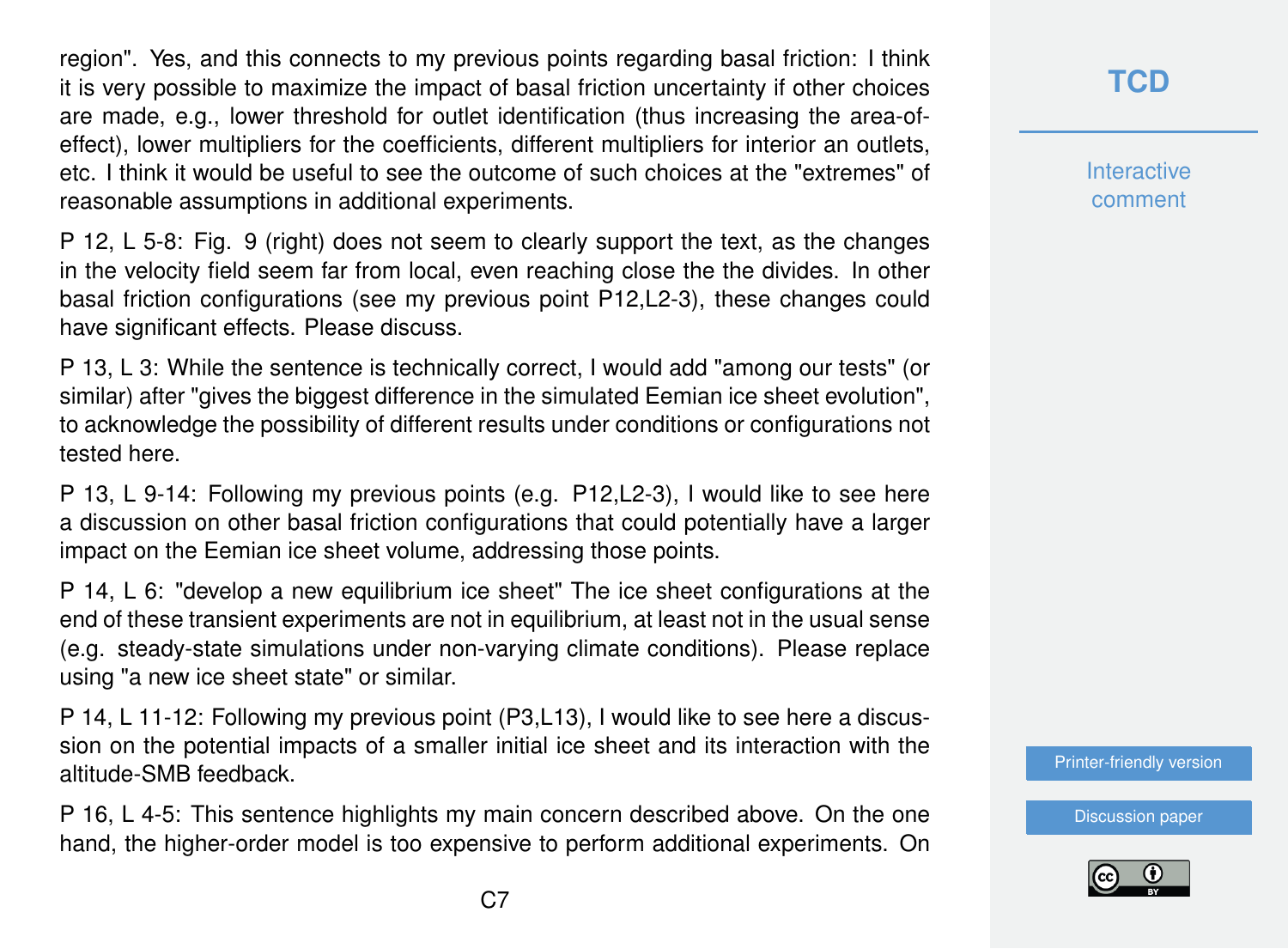region". Yes, and this connects to my previous points regarding basal friction: I think it is very possible to maximize the impact of basal friction uncertainty if other choices are made, e.g., lower threshold for outlet identification (thus increasing the area-of-effect), lower multipliers for the coefficients, different multipliers for interior an outlets, etc. I think it would be useful to see the outcome of such choices at the "extremes" of reasonable assumptions in additional experiments.

P 12, L 5-8: Fig. 9 (right) does not seem to clearly support the text, as the changes in the velocity field seem far from local, even reaching close the the divides. In other basal friction configurations (see my previous point P12,L2-3), these changes could have significant effects. Please discuss.

P 13, L 3: While the sentence is technically correct, I would add "among our tests" (or similar) after "gives the biggest difference in the simulated Eemian ice sheet evolution", to acknowledge the possibility of different results under conditions or configurations not tested here.

P 13, L 9-14: Following my previous points (e.g. P12,L2-3), I would like to see here a discussion on other basal friction configurations that could potentially have a larger impact on the Eemian ice sheet volume, addressing those points.

P 14, L 6: "develop a new equilibrium ice sheet" The ice sheet configurations at the end of these transient experiments are not in equilibrium, at least not in the usual sense (e.g. steady-state simulations under non-varying climate conditions). Please replace using "a new ice sheet state" or similar.

P 14, L 11-12: Following my previous point (P3,L13), I would like to see here a discussion on the potential impacts of a smaller initial ice sheet and its interaction with the altitude-SMB feedback.

P 16, L 4-5: This sentence highlights my main concern described above. On the one hand, the higher-order model is too expensive to perform additional experiments. On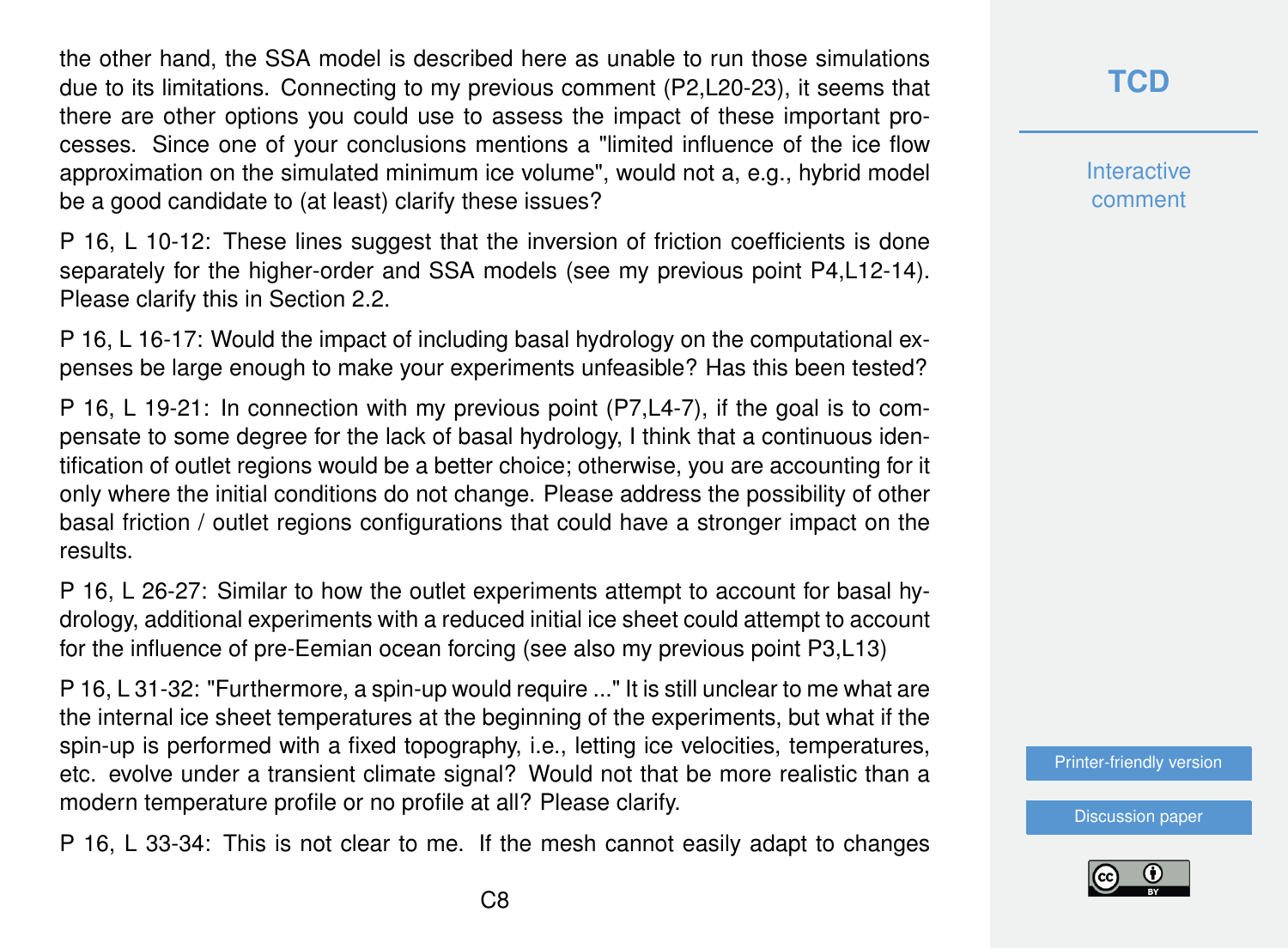the other hand, the SSA model is described here as unable to run those simulations due to its limitations. Connecting to my previous comment (P2,L20-23), it seems that there are other options you could use to assess the impact of these important processes. Since one of your conclusions mentions a "limited influence of the ice flow approximation on the simulated minimum ice volume", would not a, e.g., hybrid model be a good candidate to (at least) clarify these issues?

P 16, L 10-12: These lines suggest that the inversion of friction coefficients is done separately for the higher-order and SSA models (see my previous point P4,L12-14). Please clarify this in Section 2.2.

P 16, L 16-17: Would the impact of including basal hydrology on the computational expenses be large enough to make your experiments unfeasible? Has this been tested?

P 16, L 19-21: In connection with my previous point (P7,L4-7), if the goal is to compensate to some degree for the lack of basal hydrology, I think that a continuous identification of outlet regions would be a better choice; otherwise, you are accounting for it only where the initial conditions do not change. Please address the possibility of other basal friction / outlet regions configurations that could have a stronger impact on the results.

P 16, L 26-27: Similar to how the outlet experiments attempt to account for basal hydrology, additional experiments with a reduced initial ice sheet could attempt to account for the influence of pre-Eemian ocean forcing (see also my previous point P3,L13)

P 16, L 31-32: "Furthermore, a spin-up would require ..." It is still unclear to me what are the internal ice sheet temperatures at the beginning of the experiments, but what if the spin-up is performed with a fixed topography, i.e., letting ice velocities, temperatures, etc. evolve under a transient climate signal? Would not that be more realistic than a modern temperature profile or no profile at all? Please clarify.

P 16, L 33-34: This is not clear to me. If the mesh cannot easily adapt to changes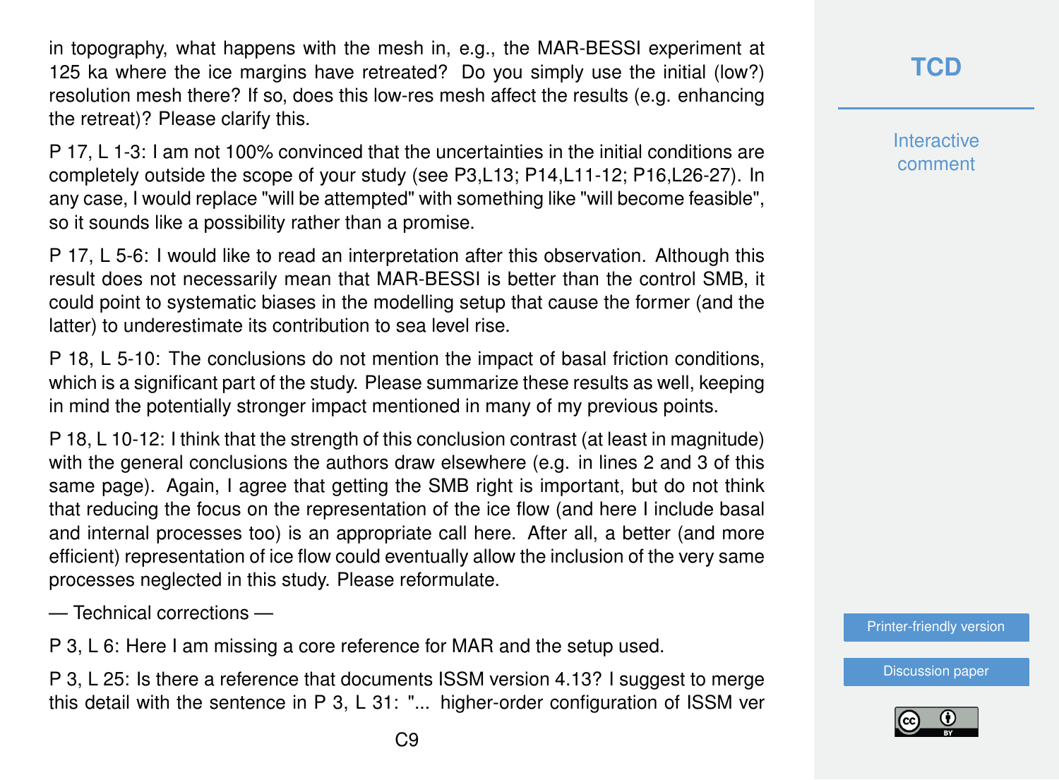in topography, what happens with the mesh in, e.g., the MAR-BESSI experiment at 125 ka where the ice margins have retreated? Do you simply use the initial (low?) resolution mesh there? If so, does this low-res mesh affect the results (e.g. enhancing the retreat)? Please clarify this.

P 17, L 1-3: I am not 100% convinced that the uncertainties in the initial conditions are completely outside the scope of your study (see P3,L13; P14,L11-12; P16,L26-27). In any case, I would replace "will be attempted" with something like "will become feasible", so it sounds like a possibility rather than a promise.

P 17, L 5-6: I would like to read an interpretation after this observation. Although this result does not necessarily mean that MAR-BESSI is better than the control SMB, it could point to systematic biases in the modelling setup that cause the former (and the latter) to underestimate its contribution to sea level rise.

P 18, L 5-10: The conclusions do not mention the impact of basal friction conditions, which is a significant part of the study. Please summarize these results as well, keeping in mind the potentially stronger impact mentioned in many of my previous points.

P 18, L 10-12: I think that the strength of this conclusion contrast (at least in magnitude) with the general conclusions the authors draw elsewhere (e.g. in lines 2 and 3 of this same page). Again, I agree that getting the SMB right is important, but do not think that reducing the focus on the representation of the ice flow (and here I include basal and internal processes too) is an appropriate call here. After all, a better (and more efficient) representation of ice flow could eventually allow the inclusion of the very same processes neglected in this study. Please reformulate.

— Technical corrections —

P 3, L 6: Here I am missing a core reference for MAR and the setup used.

P 3, L 25: Is there a reference that documents ISSM version 4.13? I suggest to merge this detail with the sentence in P 3, L 31: "... higher-order configuration of ISSM ver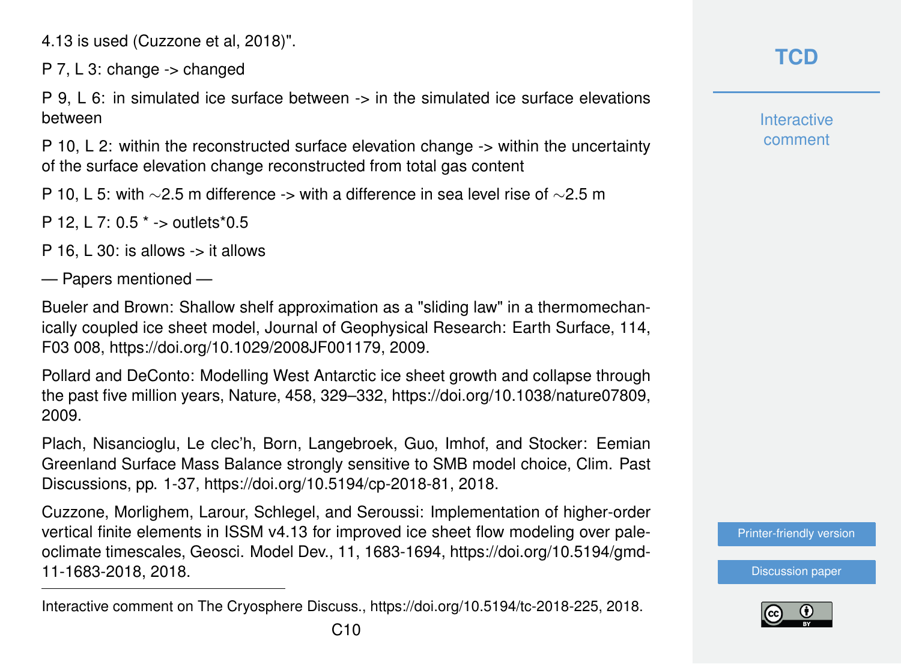4.13 is used (Cuzzone et al, 2018)".

P 7, L 3: change -> changed

P 9, L 6: in simulated ice surface between -> in the simulated ice surface elevations between

P 10, L 2: within the reconstructed surface elevation change -> within the uncertainty of the surface elevation change reconstructed from total gas content

P 10, L 5: with ∼2.5 m difference -> with a difference in sea level rise of ∼2.5 m

P 12, L 7: 0.5 * -> outlets*0.5

P 16, L 30: is allows -> it allows

— Papers mentioned —

Bueler and Brown: Shallow shelf approximation as a "sliding law" in a thermomechanically coupled ice sheet model, Journal of Geophysical Research: Earth Surface, 114, F03 008, https://doi.org/10.1029/2008JF001179, 2009.

Pollard and DeConto: Modelling West Antarctic ice sheet growth and collapse through the past five million years, Nature, 458, 329–332, https://doi.org/10.1038/nature07809, 2009.

Plach, Nisancioglu, Le clec'h, Born, Langebroek, Guo, Imhof, and Stocker: Eemian Greenland Surface Mass Balance strongly sensitive to SMB model choice, Clim. Past Discussions, pp. 1-37, https://doi.org/10.5194/cp-2018-81, 2018.

Cuzzone, Morlighem, Larour, Schlegel, and Seroussi: Implementation of higher-order vertical finite elements in ISSM v4.13 for improved ice sheet flow modeling over paleoclimate timescales, Geosci. Model Dev., 11, 1683-1694, https://doi.org/10.5194/gmd-11-1683-2018, 2018.

---

Interactive comment on The Cryosphere Discuss., https://doi.org/10.5194/tc-2018-225, 2018.